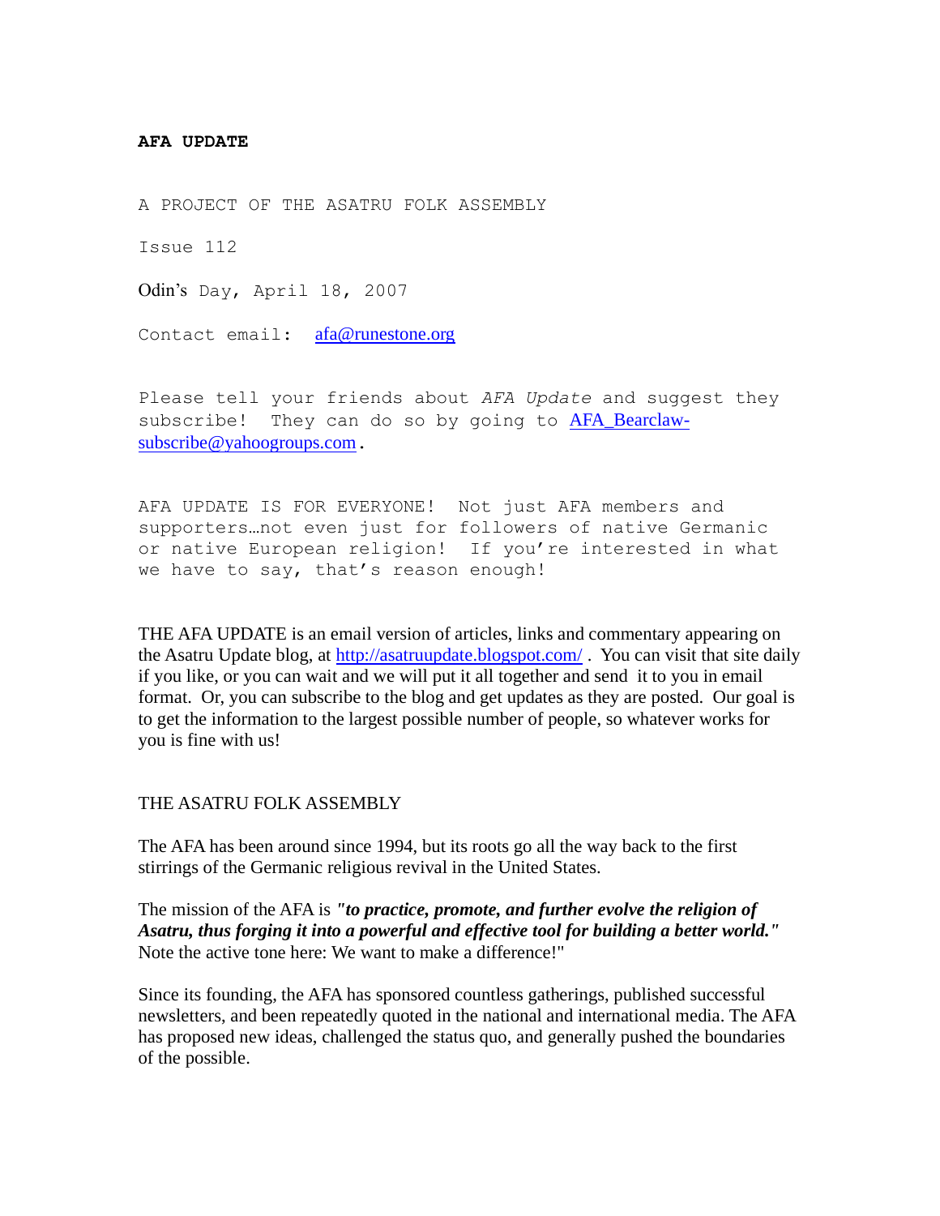**AFA UPDATE**

A PROJECT OF THE ASATRU FOLK ASSEMBLY

Issue 112

Odin's Day, April 18, 2007

Contact email: afa@runestone.org

Please tell your friends about *AFA Update* and suggest they subscribe! They can do so by going to AFA_Bearclaw-subscribe@yahoogroups.com.

AFA UPDATE IS FOR EVERYONE! Not just AFA members and supporters…not even just for followers of native Germanic or native European religion! If you're interested in what we have to say, that's reason enough!

THE AFA UPDATE is an email version of articles, links and commentary appearing on the Asatru Update blog, at http://asatruupdate.blogspot.com/ . You can visit that site daily if you like, or you can wait and we will put it all together and send it to you in email format. Or, you can subscribe to the blog and get updates as they are posted. Our goal is to get the information to the largest possible number of people, so whatever works for you is fine with us!

THE ASATRU FOLK ASSEMBLY

The AFA has been around since 1994, but its roots go all the way back to the first stirrings of the Germanic religious revival in the United States.

The mission of the AFA is ***"to practice, promote, and further evolve the religion of Asatru, thus forging it into a powerful and effective tool for building a better world."*** Note the active tone here: We want to make a difference!"

Since its founding, the AFA has sponsored countless gatherings, published successful newsletters, and been repeatedly quoted in the national and international media. The AFA has proposed new ideas, challenged the status quo, and generally pushed the boundaries of the possible.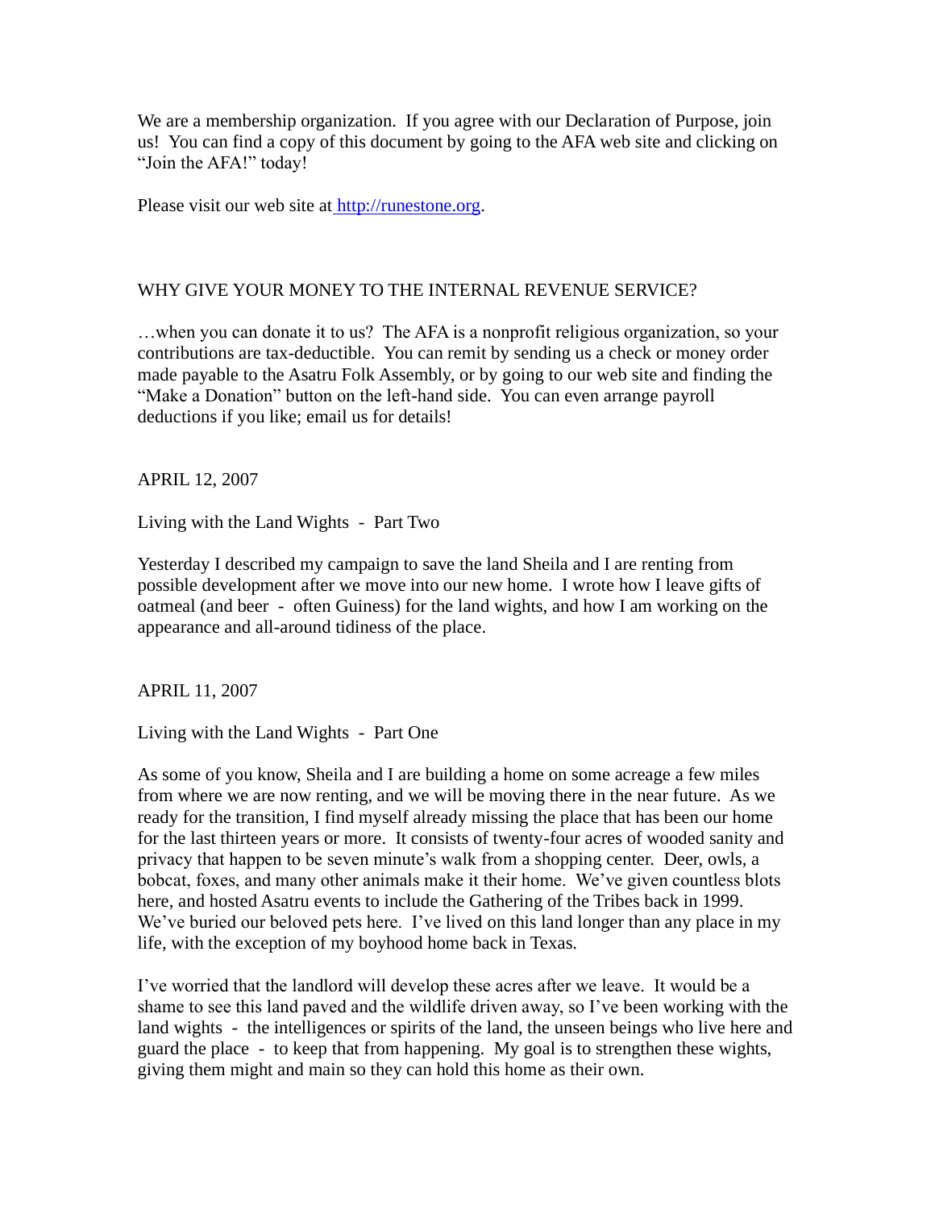We are a membership organization. If you agree with our Declaration of Purpose, join us! You can find a copy of this document by going to the AFA web site and clicking on "Join the AFA!" today!

Please visit our web site at [http://runestone.org](http://runestone.org).

WHY GIVE YOUR MONEY TO THE INTERNAL REVENUE SERVICE?

…when you can donate it to us? The AFA is a nonprofit religious organization, so your contributions are tax-deductible. You can remit by sending us a check or money order made payable to the Asatru Folk Assembly, or by going to our web site and finding the "Make a Donation" button on the left-hand side. You can even arrange payroll deductions if you like; email us for details!

APRIL 12, 2007

Living with the Land Wights - Part Two

Yesterday I described my campaign to save the land Sheila and I are renting from possible development after we move into our new home. I wrote how I leave gifts of oatmeal (and beer - often Guiness) for the land wights, and how I am working on the appearance and all-around tidiness of the place.

APRIL 11, 2007

Living with the Land Wights - Part One

As some of you know, Sheila and I are building a home on some acreage a few miles from where we are now renting, and we will be moving there in the near future. As we ready for the transition, I find myself already missing the place that has been our home for the last thirteen years or more. It consists of twenty-four acres of wooded sanity and privacy that happen to be seven minute's walk from a shopping center. Deer, owls, a bobcat, foxes, and many other animals make it their home. We've given countless blots here, and hosted Asatru events to include the Gathering of the Tribes back in 1999. We've buried our beloved pets here. I've lived on this land longer than any place in my life, with the exception of my boyhood home back in Texas.

I've worried that the landlord will develop these acres after we leave. It would be a shame to see this land paved and the wildlife driven away, so I've been working with the land wights - the intelligences or spirits of the land, the unseen beings who live here and guard the place - to keep that from happening. My goal is to strengthen these wights, giving them might and main so they can hold this home as their own.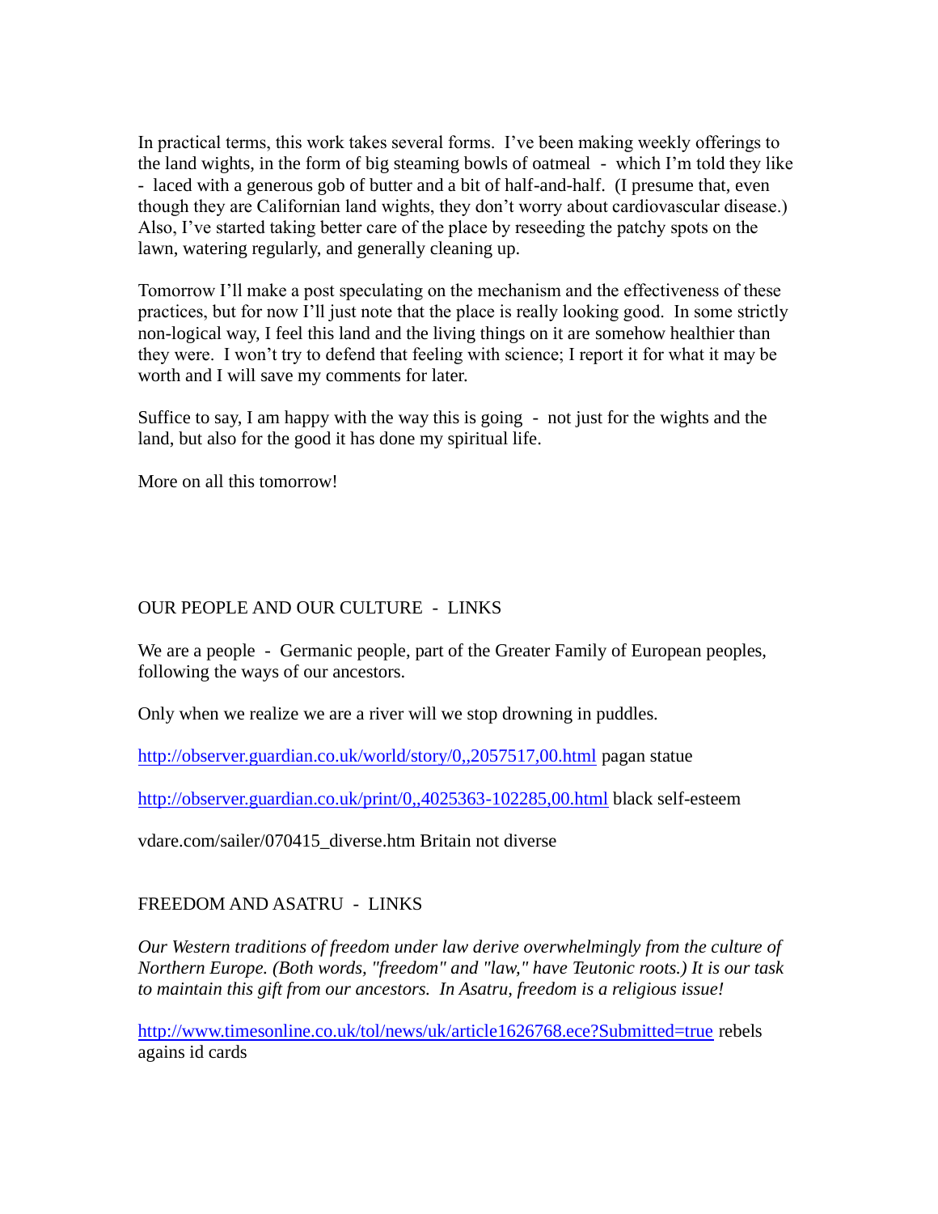In practical terms, this work takes several forms. I've been making weekly offerings to the land wights, in the form of big steaming bowls of oatmeal - which I'm told they like - laced with a generous gob of butter and a bit of half-and-half. (I presume that, even though they are Californian land wights, they don't worry about cardiovascular disease.) Also, I've started taking better care of the place by reseeding the patchy spots on the lawn, watering regularly, and generally cleaning up.

Tomorrow I'll make a post speculating on the mechanism and the effectiveness of these practices, but for now I'll just note that the place is really looking good. In some strictly non-logical way, I feel this land and the living things on it are somehow healthier than they were. I won't try to defend that feeling with science; I report it for what it may be worth and I will save my comments for later.

Suffice to say, I am happy with the way this is going - not just for the wights and the land, but also for the good it has done my spiritual life.

More on all this tomorrow!

OUR PEOPLE AND OUR CULTURE - LINKS

We are a people - Germanic people, part of the Greater Family of European peoples, following the ways of our ancestors.

Only when we realize we are a river will we stop drowning in puddles.

[http://observer.guardian.co.uk/world/story/0,,2057517,00.html](http://observer.guardian.co.uk/world/story/0,,2057517,00.html) pagan statue

[http://observer.guardian.co.uk/print/0,,4025363-102285,00.html](http://observer.guardian.co.uk/print/0,,4025363-102285,00.html) black self-esteem

vdare.com/sailer/070415_diverse.htm Britain not diverse

FREEDOM AND ASATRU - LINKS

*Our Western traditions of freedom under law derive overwhelmingly from the culture of Northern Europe. (Both words, "freedom" and "law," have Teutonic roots.) It is our task to maintain this gift from our ancestors. In Asatru, freedom is a religious issue!*

[http://www.timesonline.co.uk/tol/news/uk/article1626768.ece?Submitted=true](http://www.timesonline.co.uk/tol/news/uk/article1626768.ece?Submitted=true) rebels agains id cards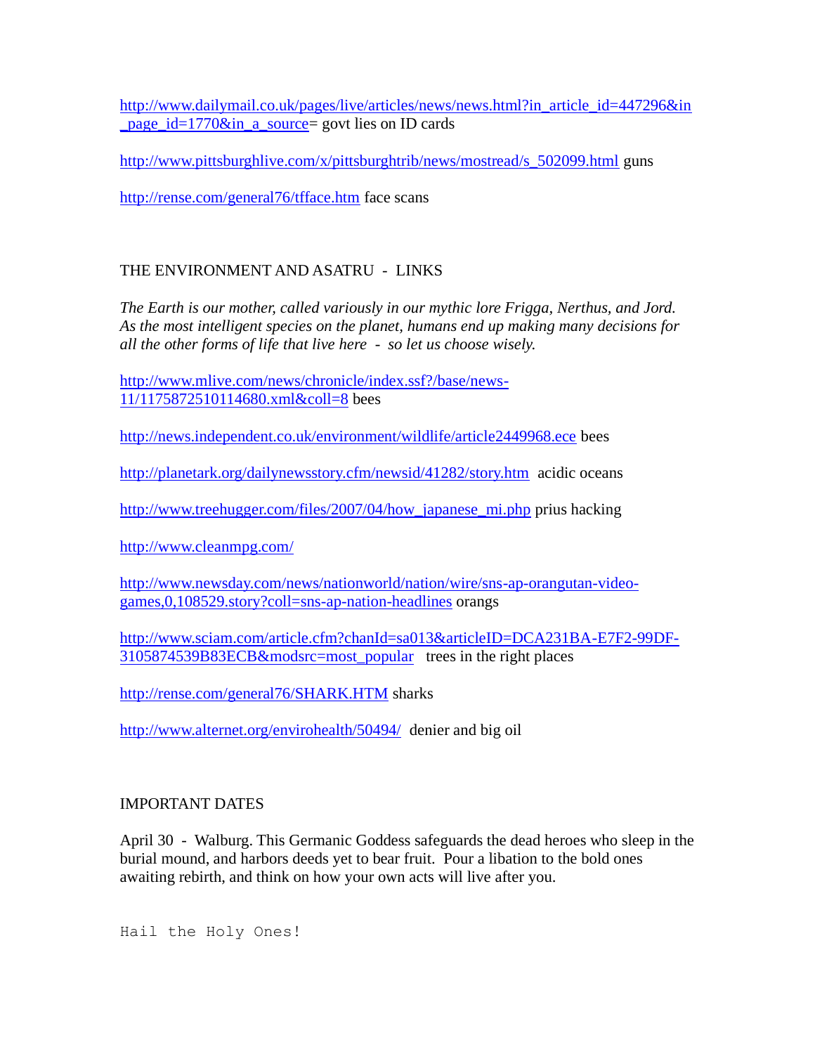http://www.dailymail.co.uk/pages/live/articles/news/news.html?in_article_id=447296&in_page_id=1770&in_a_source= govt lies on ID cards

http://www.pittsburghlive.com/x/pittsburghtrib/news/mostread/s_502099.html guns

http://rense.com/general76/tfface.htm face scans

THE ENVIRONMENT AND ASATRU - LINKS

*The Earth is our mother, called variously in our mythic lore Frigga, Nerthus, and Jord. As the most intelligent species on the planet, humans end up making many decisions for all the other forms of life that live here - so let us choose wisely.*

http://www.mlive.com/news/chronicle/index.ssf?/base/news-11/1175872510114680.xml&coll=8 bees

http://news.independent.co.uk/environment/wildlife/article2449968.ece bees

http://planetark.org/dailynewsstory.cfm/newsid/41282/story.htm acidic oceans

http://www.treehugger.com/files/2007/04/how_japanese_mi.php prius hacking

http://www.cleanmpg.com/

http://www.newsday.com/news/nationworld/nation/wire/sns-ap-orangutan-video-games,0,108529.story?coll=sns-ap-nation-headlines orangs

http://www.sciam.com/article.cfm?chanId=sa013&articleID=DCA231BA-E7F2-99DF-3105874539B83ECB&modsrc=most_popular trees in the right places

http://rense.com/general76/SHARK.HTM sharks

http://www.alternet.org/envirohealth/50494/ denier and big oil

IMPORTANT DATES

April 30 - Walburg. This Germanic Goddess safeguards the dead heroes who sleep in the burial mound, and harbors deeds yet to bear fruit. Pour a libation to the bold ones awaiting rebirth, and think on how your own acts will live after you.

Hail the Holy Ones!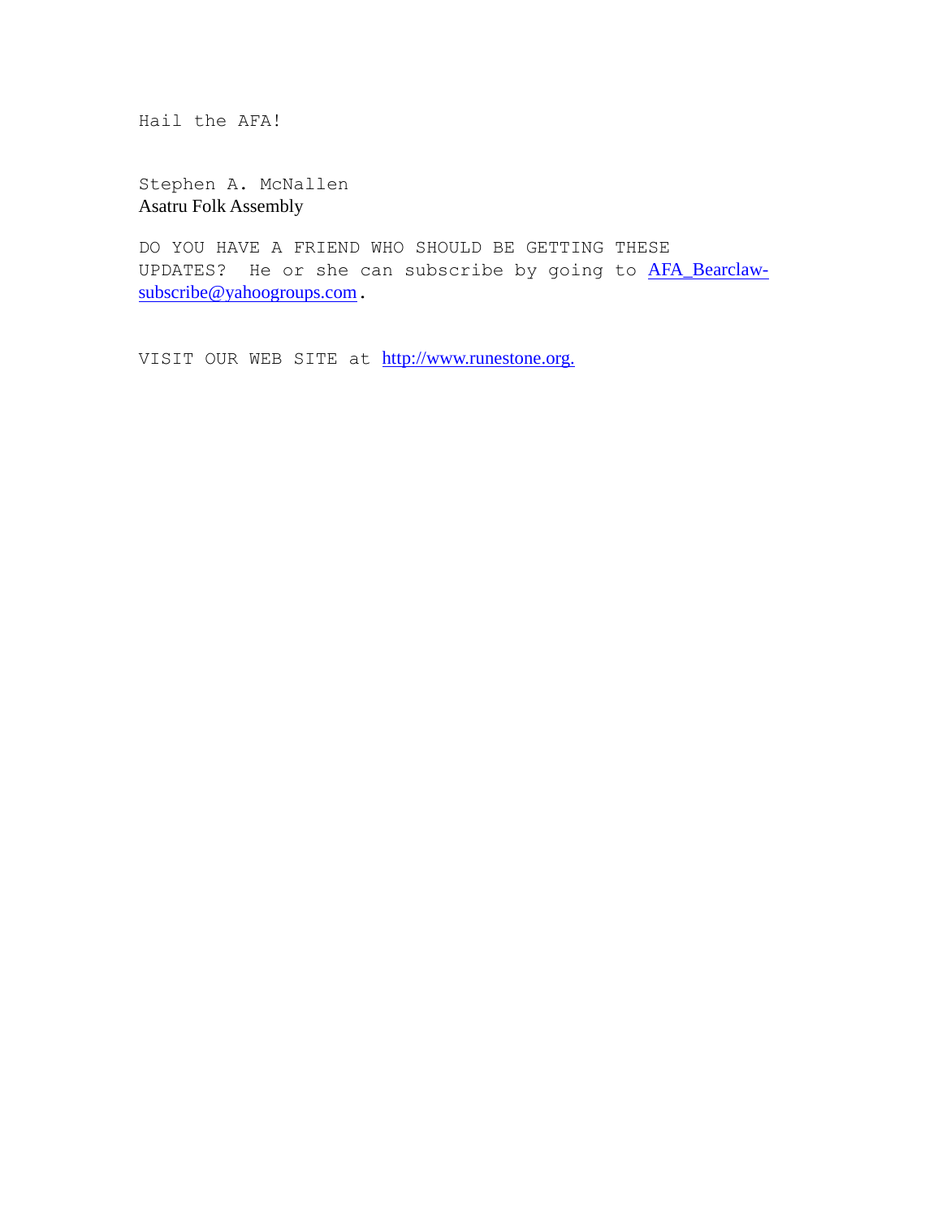Hail the AFA!

Stephen A. McNallen
Asatru Folk Assembly

DO YOU HAVE A FRIEND WHO SHOULD BE GETTING THESE UPDATES? He or she can subscribe by going to AFA_Bearclaw-subscribe@yahoogroups.com.

VISIT OUR WEB SITE at http://www.runestone.org.